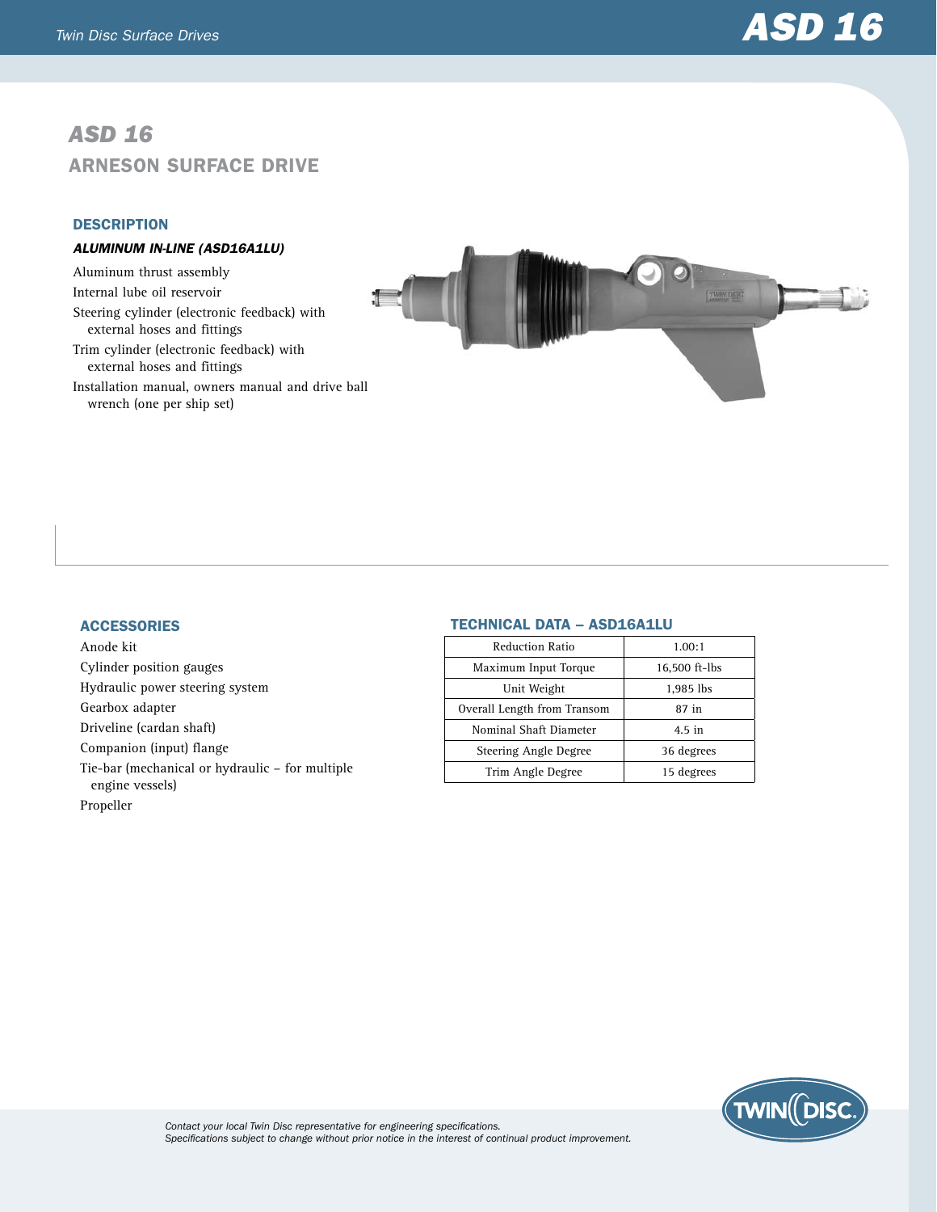# ASD 16

## ARNESON SURFACE DRIVE

### DESCRIPTION

#### *ALUMINUM IN-LINE (ASD16A1LU)*

- Aluminum thrust assembly
- Internal lube oil reservoir
- Steering cylinder (electronic feedback) with external hoses and fittings
- Trim cylinder (electronic feedback) with external hoses and fittings
- Installation manual, owners manual and drive ball wrench (one per ship set)

### ACCESSORIES

- Anode kit
- Cylinder position gauges
- Hydraulic power steering system
- Gearbox adapter
- Driveline (cardan shaft)
- Companion (input) flange
- Tie-bar (mechanical or hydraulic – for multiple engine vessels)
- Propeller

### TECHNICAL DATA – ASD16A1LU

| Specification | Value |
|---|---|
| Reduction Ratio | 1.00:1 |
| Maximum Input Torque | 16,500 ft-lbs |
| Unit Weight | 1,985 lbs |
| Overall Length from Transom | 87 in |
| Nominal Shaft Diameter | 4.5 in |
| Steering Angle Degree | 36 degrees |
| Trim Angle Degree | 15 degrees |

*Contact your local Twin Disc representative for engineering specifications.*
*Specifications subject to change without prior notice in the interest of continual product improvement.*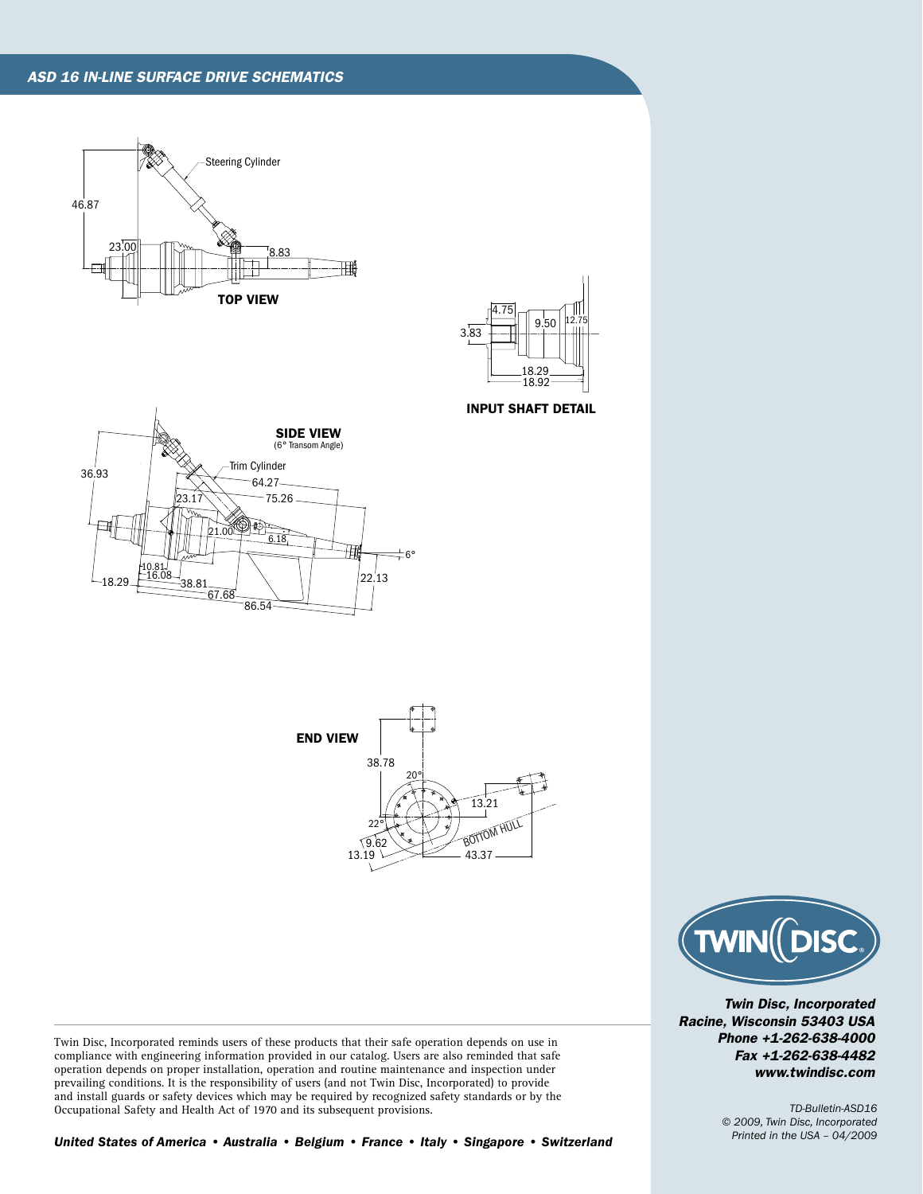## ASD 16 IN-LINE SURFACE DRIVE SCHEMATICS

**TOP VIEW**

Steering Cylinder

46.87

23.00

8.83

**INPUT SHAFT DETAIL**

4.75

3.83

9.50

12.75

18.29

18.92

**SIDE VIEW**
(6° Transom Angle)

Trim Cylinder

36.93

64.27

23.17

75.26

21.00

6.18

6°

10.81

16.08

18.29

38.81

67.68

86.54

22.13

**END VIEW**

38.78

20°

13.21

22°

9.62

13.19

BOTTOM HULL

43.37

---

Twin Disc, Incorporated reminds users of these products that their safe operation depends on use in compliance with engineering information provided in our catalog. Users are also reminded that safe operation depends on proper installation, operation and routine maintenance and inspection under prevailing conditions. It is the responsibility of users (and not Twin Disc, Incorporated) to provide and install guards or safety devices which may be required by recognized safety standards or by the Occupational Safety and Health Act of 1970 and its subsequent provisions.

***United States of America • Australia • Belgium • France • Italy • Singapore • Switzerland***

TWIN DISC

***Twin Disc, Incorporated***
***Racine, Wisconsin 53403 USA***
***Phone +1-262-638-4000***
***Fax +1-262-638-4482***
***www.twindisc.com***

*TD-Bulletin-ASD16*
*© 2009, Twin Disc, Incorporated*
*Printed in the USA – 04/2009*